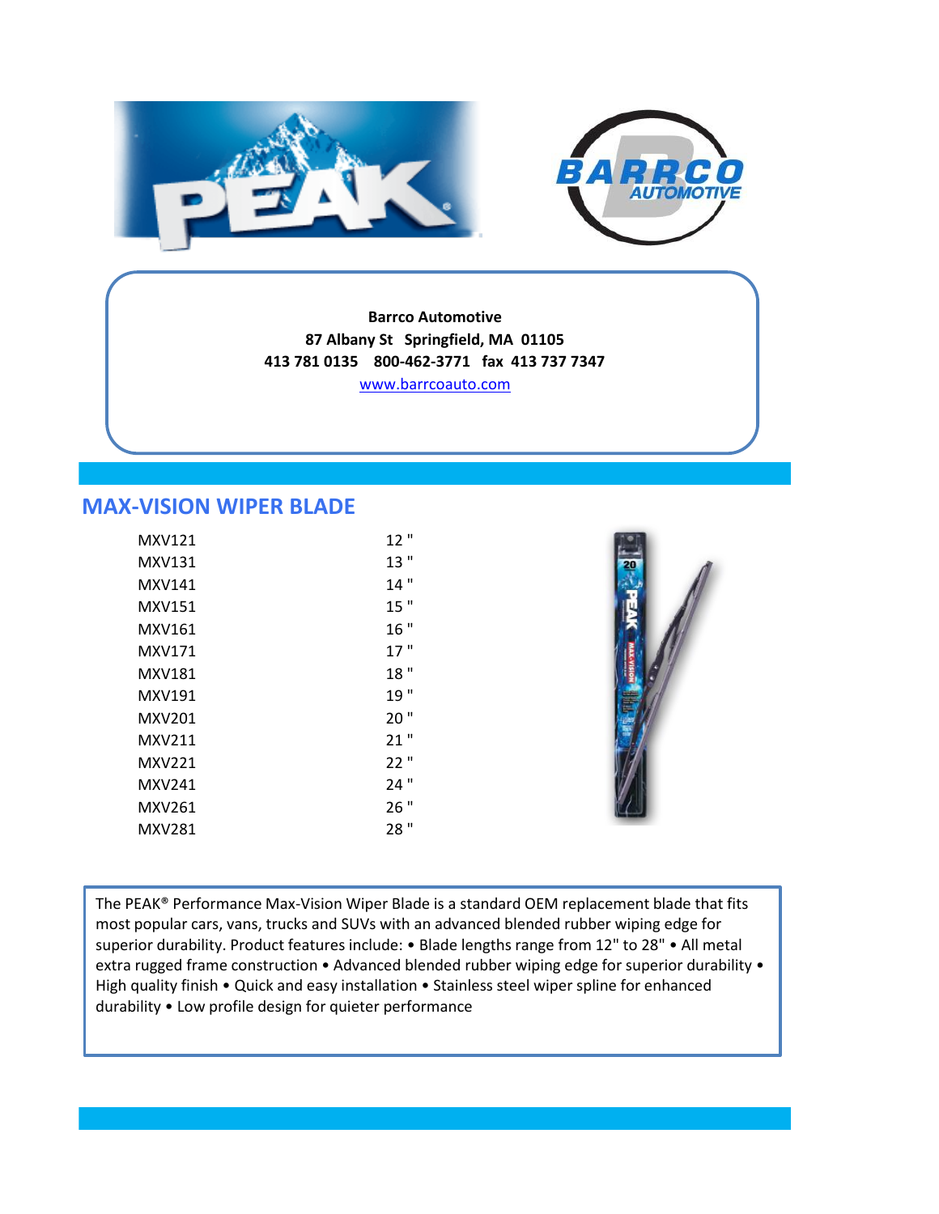**Barrco Automotive**
**87 Albany St Springfield, MA 01105**
**413 781 0135 800-462-3771 fax 413 737 7347**
www.barrcoauto.com

## MAX-VISION WIPER BLADE

| | |
|---|---|
| MXV121 | 12 " |
| MXV131 | 13 " |
| MXV141 | 14 " |
| MXV151 | 15 " |
| MXV161 | 16 " |
| MXV171 | 17 " |
| MXV181 | 18 " |
| MXV191 | 19 " |
| MXV201 | 20 " |
| MXV211 | 21 " |
| MXV221 | 22 " |
| MXV241 | 24 " |
| MXV261 | 26 " |
| MXV281 | 28 " |

The PEAK® Performance Max-Vision Wiper Blade is a standard OEM replacement blade that fits most popular cars, vans, trucks and SUVs with an advanced blended rubber wiping edge for superior durability. Product features include: • Blade lengths range from 12" to 28" • All metal extra rugged frame construction • Advanced blended rubber wiping edge for superior durability • High quality finish • Quick and easy installation • Stainless steel wiper spline for enhanced durability • Low profile design for quieter performance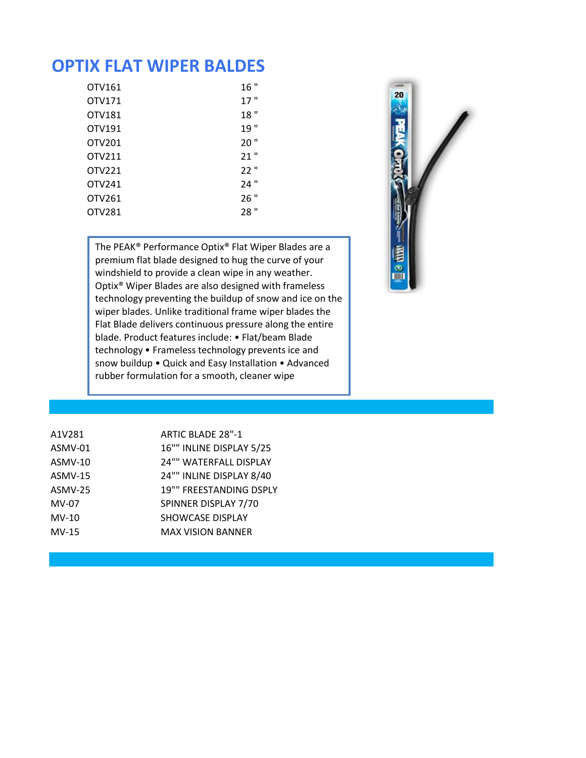# OPTIX FLAT WIPER BALDES

| | |
|---|---|
| OTV161 | 16 " |
| OTV171 | 17 " |
| OTV181 | 18 " |
| OTV191 | 19 " |
| OTV201 | 20 " |
| OTV211 | 21 " |
| OTV221 | 22 " |
| OTV241 | 24 " |
| OTV261 | 26 " |
| OTV281 | 28 " |

The PEAK® Performance Optix® Flat Wiper Blades are a premium flat blade designed to hug the curve of your windshield to provide a clean wipe in any weather. Optix® Wiper Blades are also designed with frameless technology preventing the buildup of snow and ice on the wiper blades. Unlike traditional frame wiper blades the Flat Blade delivers continuous pressure along the entire blade. Product features include: • Flat/beam Blade technology • Frameless technology prevents ice and snow buildup • Quick and Easy Installation • Advanced rubber formulation for a smooth, cleaner wipe

| | |
|---|---|
| A1V281 | ARTIC BLADE 28"-1 |
| ASMV-01 | 16"" INLINE DISPLAY 5/25 |
| ASMV-10 | 24"" WATERFALL DISPLAY |
| ASMV-15 | 24"" INLINE DISPLAY 8/40 |
| ASMV-25 | 19"" FREESTANDING DSPLY |
| MV-07 | SPINNER DISPLAY 7/70 |
| MV-10 | SHOWCASE DISPLAY |
| MV-15 | MAX VISION BANNER |